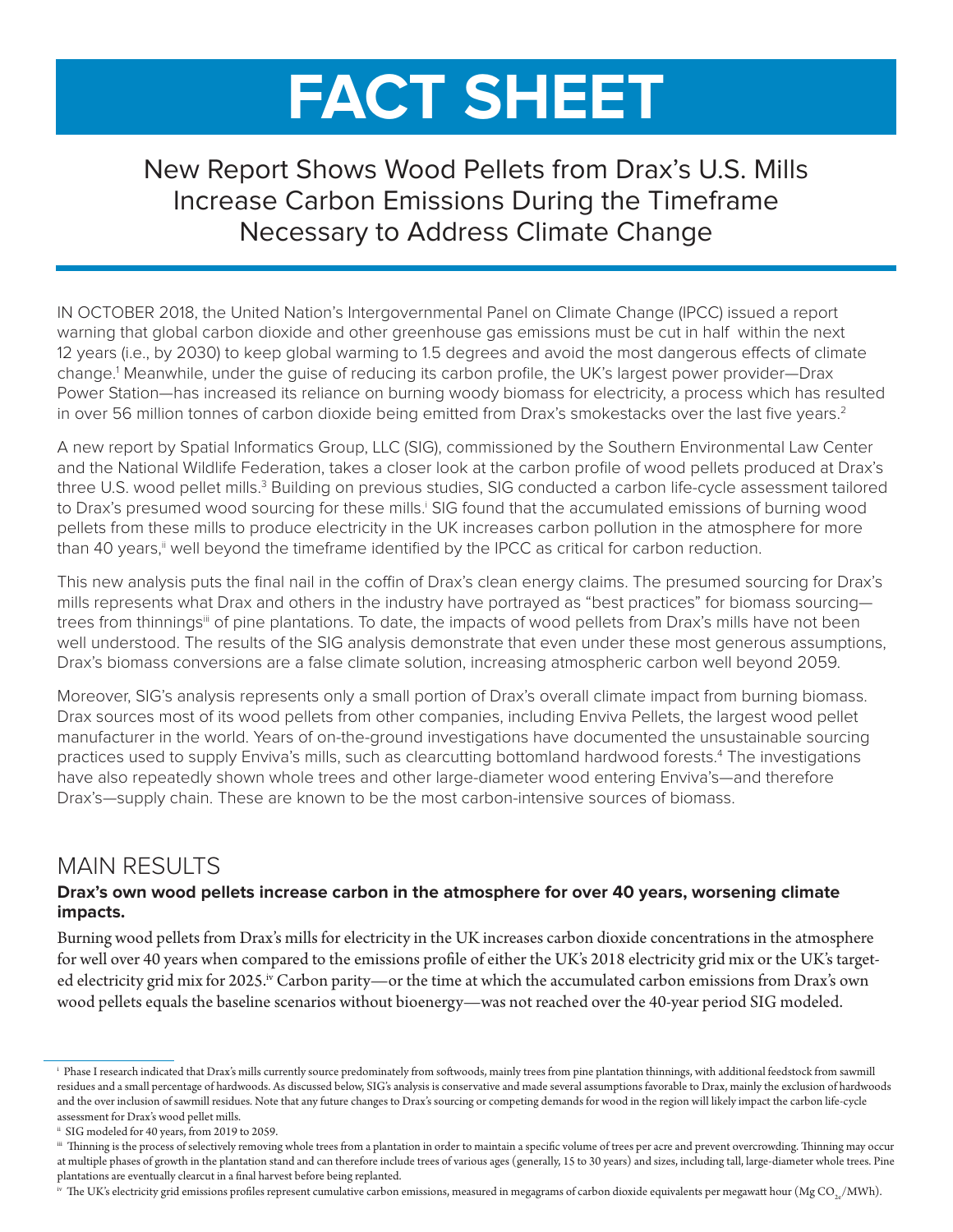# FACT SHEET

## New Report Shows Wood Pellets from Drax's U.S. Mills Increase Carbon Emissions During the Timeframe Necessary to Address Climate Change

IN OCTOBER 2018, the United Nation's Intergovernmental Panel on Climate Change (IPCC) issued a report warning that global carbon dioxide and other greenhouse gas emissions must be cut in half within the next 12 years (i.e., by 2030) to keep global warming to 1.5 degrees and avoid the most dangerous effects of climate change.[1] Meanwhile, under the guise of reducing its carbon profile, the UK's largest power provider—Drax Power Station—has increased its reliance on burning woody biomass for electricity, a process which has resulted in over 56 million tonnes of carbon dioxide being emitted from Drax's smokestacks over the last five years.[2]

A new report by Spatial Informatics Group, LLC (SIG), commissioned by the Southern Environmental Law Center and the National Wildlife Federation, takes a closer look at the carbon profile of wood pellets produced at Drax's three U.S. wood pellet mills.[3] Building on previous studies, SIG conducted a carbon life-cycle assessment tailored to Drax's presumed wood sourcing for these mills.[i] SIG found that the accumulated emissions of burning wood pellets from these mills to produce electricity in the UK increases carbon pollution in the atmosphere for more than 40 years,[ii] well beyond the timeframe identified by the IPCC as critical for carbon reduction.

This new analysis puts the final nail in the coffin of Drax's clean energy claims. The presumed sourcing for Drax's mills represents what Drax and others in the industry have portrayed as "best practices" for biomass sourcing—trees from thinnings[iii] of pine plantations. To date, the impacts of wood pellets from Drax's mills have not been well understood. The results of the SIG analysis demonstrate that even under these most generous assumptions, Drax's biomass conversions are a false climate solution, increasing atmospheric carbon well beyond 2059.

Moreover, SIG's analysis represents only a small portion of Drax's overall climate impact from burning biomass. Drax sources most of its wood pellets from other companies, including Enviva Pellets, the largest wood pellet manufacturer in the world. Years of on-the-ground investigations have documented the unsustainable sourcing practices used to supply Enviva's mills, such as clearcutting bottomland hardwood forests.[4] The investigations have also repeatedly shown whole trees and other large-diameter wood entering Enviva's—and therefore Drax's—supply chain. These are known to be the most carbon-intensive sources of biomass.

## MAIN RESULTS

**Drax's own wood pellets increase carbon in the atmosphere for over 40 years, worsening climate impacts.**

Burning wood pellets from Drax's mills for electricity in the UK increases carbon dioxide concentrations in the atmosphere for well over 40 years when compared to the emissions profile of either the UK's 2018 electricity grid mix or the UK's targeted electricity grid mix for 2025.[iv] Carbon parity—or the time at which the accumulated carbon emissions from Drax's own wood pellets equals the baseline scenarios without bioenergy—was not reached over the 40-year period SIG modeled.

---

[i] Phase I research indicated that Drax's mills currently source predominately from softwoods, mainly trees from pine plantation thinnings, with additional feedstock from sawmill residues and a small percentage of hardwoods. As discussed below, SIG's analysis is conservative and made several assumptions favorable to Drax, mainly the exclusion of hardwoods and the over inclusion of sawmill residues. Note that any future changes to Drax's sourcing or competing demands for wood in the region will likely impact the carbon life-cycle assessment for Drax's wood pellet mills.

[ii] SIG modeled for 40 years, from 2019 to 2059.

[iii] Thinning is the process of selectively removing whole trees from a plantation in order to maintain a specific volume of trees per acre and prevent overcrowding. Thinning may occur at multiple phases of growth in the plantation stand and can therefore include trees of various ages (generally, 15 to 30 years) and sizes, including tall, large-diameter whole trees. Pine plantations are eventually clearcut in a final harvest before being replanted.

[iv] The UK's electricity grid emissions profiles represent cumulative carbon emissions, measured in megagrams of carbon dioxide equivalents per megawatt hour ($Mg\ CO_{2e}/MWh$).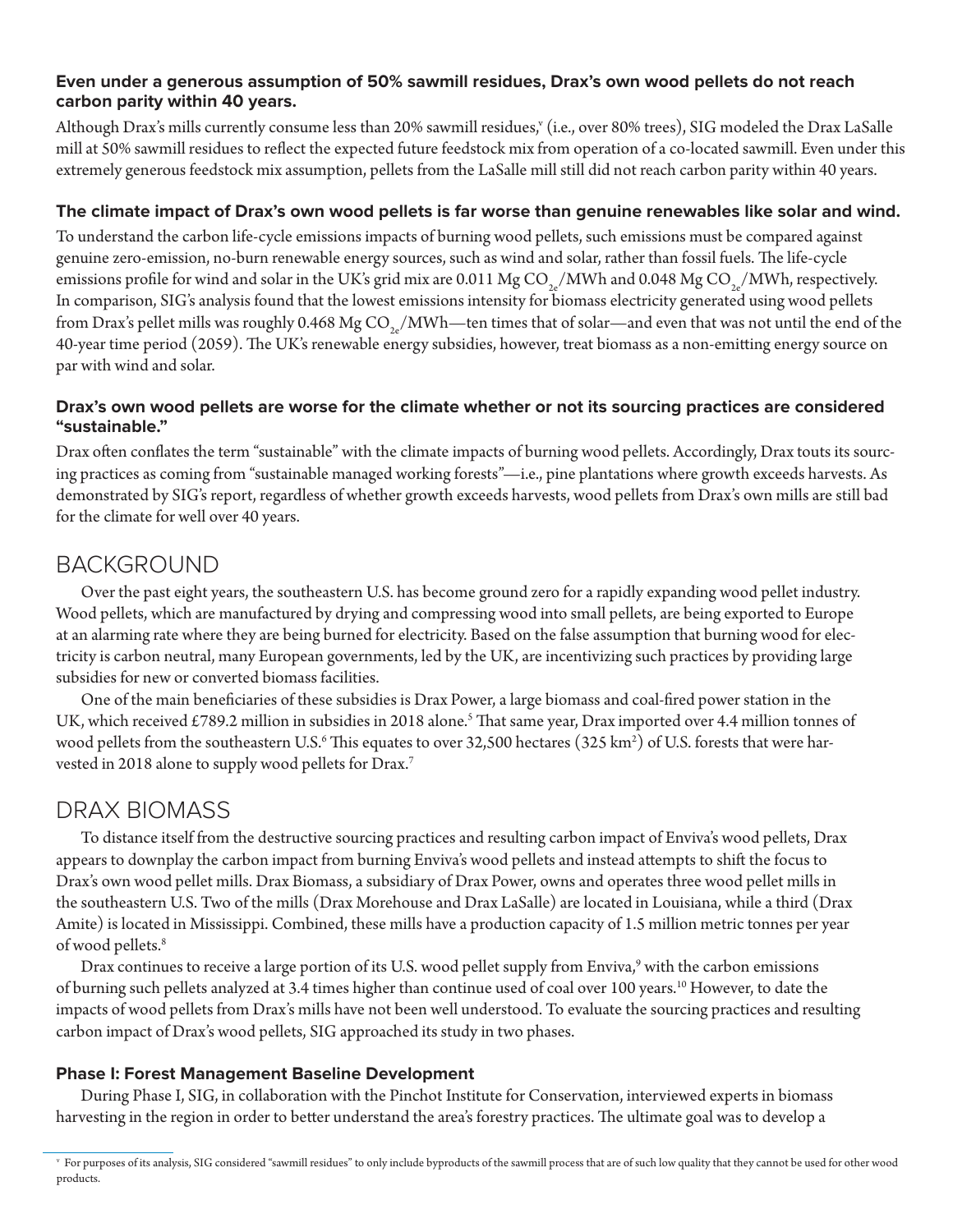**Even under a generous assumption of 50% sawmill residues, Drax's own wood pellets do not reach carbon parity within 40 years.**

Although Drax's mills currently consume less than 20% sawmill residues,[v] (i.e., over 80% trees), SIG modeled the Drax LaSalle mill at 50% sawmill residues to reflect the expected future feedstock mix from operation of a co-located sawmill. Even under this extremely generous feedstock mix assumption, pellets from the LaSalle mill still did not reach carbon parity within 40 years.

**The climate impact of Drax's own wood pellets is far worse than genuine renewables like solar and wind.**

To understand the carbon life-cycle emissions impacts of burning wood pellets, such emissions must be compared against genuine zero-emission, no-burn renewable energy sources, such as wind and solar, rather than fossil fuels. The life-cycle emissions profile for wind and solar in the UK's grid mix are 0.011 Mg $CO_{2e}$/MWh and 0.048 Mg $CO_{2e}$/MWh, respectively. In comparison, SIG's analysis found that the lowest emissions intensity for biomass electricity generated using wood pellets from Drax's pellet mills was roughly 0.468 Mg $CO_{2e}$/MWh—ten times that of solar—and even that was not until the end of the 40-year time period (2059). The UK's renewable energy subsidies, however, treat biomass as a non-emitting energy source on par with wind and solar.

**Drax's own wood pellets are worse for the climate whether or not its sourcing practices are considered "sustainable."**

Drax often conflates the term "sustainable" with the climate impacts of burning wood pellets. Accordingly, Drax touts its sourcing practices as coming from "sustainable managed working forests"—i.e., pine plantations where growth exceeds harvests. As demonstrated by SIG's report, regardless of whether growth exceeds harvests, wood pellets from Drax's own mills are still bad for the climate for well over 40 years.

## BACKGROUND

Over the past eight years, the southeastern U.S. has become ground zero for a rapidly expanding wood pellet industry. Wood pellets, which are manufactured by drying and compressing wood into small pellets, are being exported to Europe at an alarming rate where they are being burned for electricity. Based on the false assumption that burning wood for electricity is carbon neutral, many European governments, led by the UK, are incentivizing such practices by providing large subsidies for new or converted biomass facilities.

One of the main beneficiaries of these subsidies is Drax Power, a large biomass and coal-fired power station in the UK, which received £789.2 million in subsidies in 2018 alone.[5] That same year, Drax imported over 4.4 million tonnes of wood pellets from the southeastern U.S.[6] This equates to over 32,500 hectares (325 km$^2$) of U.S. forests that were harvested in 2018 alone to supply wood pellets for Drax.[7]

## DRAX BIOMASS

To distance itself from the destructive sourcing practices and resulting carbon impact of Enviva's wood pellets, Drax appears to downplay the carbon impact from burning Enviva's wood pellets and instead attempts to shift the focus to Drax's own wood pellet mills. Drax Biomass, a subsidiary of Drax Power, owns and operates three wood pellet mills in the southeastern U.S. Two of the mills (Drax Morehouse and Drax LaSalle) are located in Louisiana, while a third (Drax Amite) is located in Mississippi. Combined, these mills have a production capacity of 1.5 million metric tonnes per year of wood pellets.[8]

Drax continues to receive a large portion of its U.S. wood pellet supply from Enviva,[9] with the carbon emissions of burning such pellets analyzed at 3.4 times higher than continue used of coal over 100 years.[10] However, to date the impacts of wood pellets from Drax's mills have not been well understood. To evaluate the sourcing practices and resulting carbon impact of Drax's wood pellets, SIG approached its study in two phases.

**Phase I: Forest Management Baseline Development**

During Phase I, SIG, in collaboration with the Pinchot Institute for Conservation, interviewed experts in biomass harvesting in the region in order to better understand the area's forestry practices. The ultimate goal was to develop a

[v] For purposes of its analysis, SIG considered "sawmill residues" to only include byproducts of the sawmill process that are of such low quality that they cannot be used for other wood products.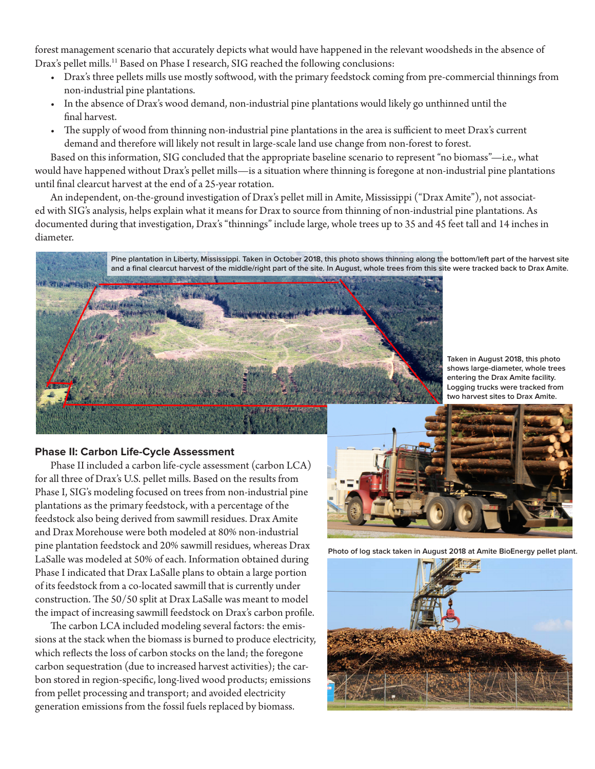forest management scenario that accurately depicts what would have happened in the relevant woodsheds in the absence of Drax's pellet mills.[11] Based on Phase I research, SIG reached the following conclusions:

- Drax's three pellets mills use mostly softwood, with the primary feedstock coming from pre-commercial thinnings from non-industrial pine plantations.
- In the absence of Drax's wood demand, non-industrial pine plantations would likely go unthinned until the final harvest.
- The supply of wood from thinning non-industrial pine plantations in the area is sufficient to meet Drax's current demand and therefore will likely not result in large-scale land use change from non-forest to forest.

Based on this information, SIG concluded that the appropriate baseline scenario to represent "no biomass"—i.e., what would have happened without Drax's pellet mills—is a situation where thinning is foregone at non-industrial pine plantations until final clearcut harvest at the end of a 25-year rotation.

An independent, on-the-ground investigation of Drax's pellet mill in Amite, Mississippi ("Drax Amite"), not associated with SIG's analysis, helps explain what it means for Drax to source from thinning of non-industrial pine plantations. As documented during that investigation, Drax's "thinnings" include large, whole trees up to 35 and 45 feet tall and 14 inches in diameter.

Pine plantation in Liberty, Mississippi. Taken in October 2018, this photo shows thinning along the bottom/left part of the harvest site and a final clearcut harvest of the middle/right part of the site. In August, whole trees from this site were tracked back to Drax Amite.

Taken in August 2018, this photo shows large-diameter, whole trees entering the Drax Amite facility. Logging trucks were tracked from two harvest sites to Drax Amite.

Photo of log stack taken in August 2018 at Amite BioEnergy pellet plant.

### Phase II: Carbon Life-Cycle Assessment

Phase II included a carbon life-cycle assessment (carbon LCA) for all three of Drax's U.S. pellet mills. Based on the results from Phase I, SIG's modeling focused on trees from non-industrial pine plantations as the primary feedstock, with a percentage of the feedstock also being derived from sawmill residues. Drax Amite and Drax Morehouse were both modeled at 80% non-industrial pine plantation feedstock and 20% sawmill residues, whereas Drax LaSalle was modeled at 50% of each. Information obtained during Phase I indicated that Drax LaSalle plans to obtain a large portion of its feedstock from a co-located sawmill that is currently under construction. The 50/50 split at Drax LaSalle was meant to model the impact of increasing sawmill feedstock on Drax's carbon profile.

The carbon LCA included modeling several factors: the emissions at the stack when the biomass is burned to produce electricity, which reflects the loss of carbon stocks on the land; the foregone carbon sequestration (due to increased harvest activities); the carbon stored in region-specific, long-lived wood products; emissions from pellet processing and transport; and avoided electricity generation emissions from the fossil fuels replaced by biomass.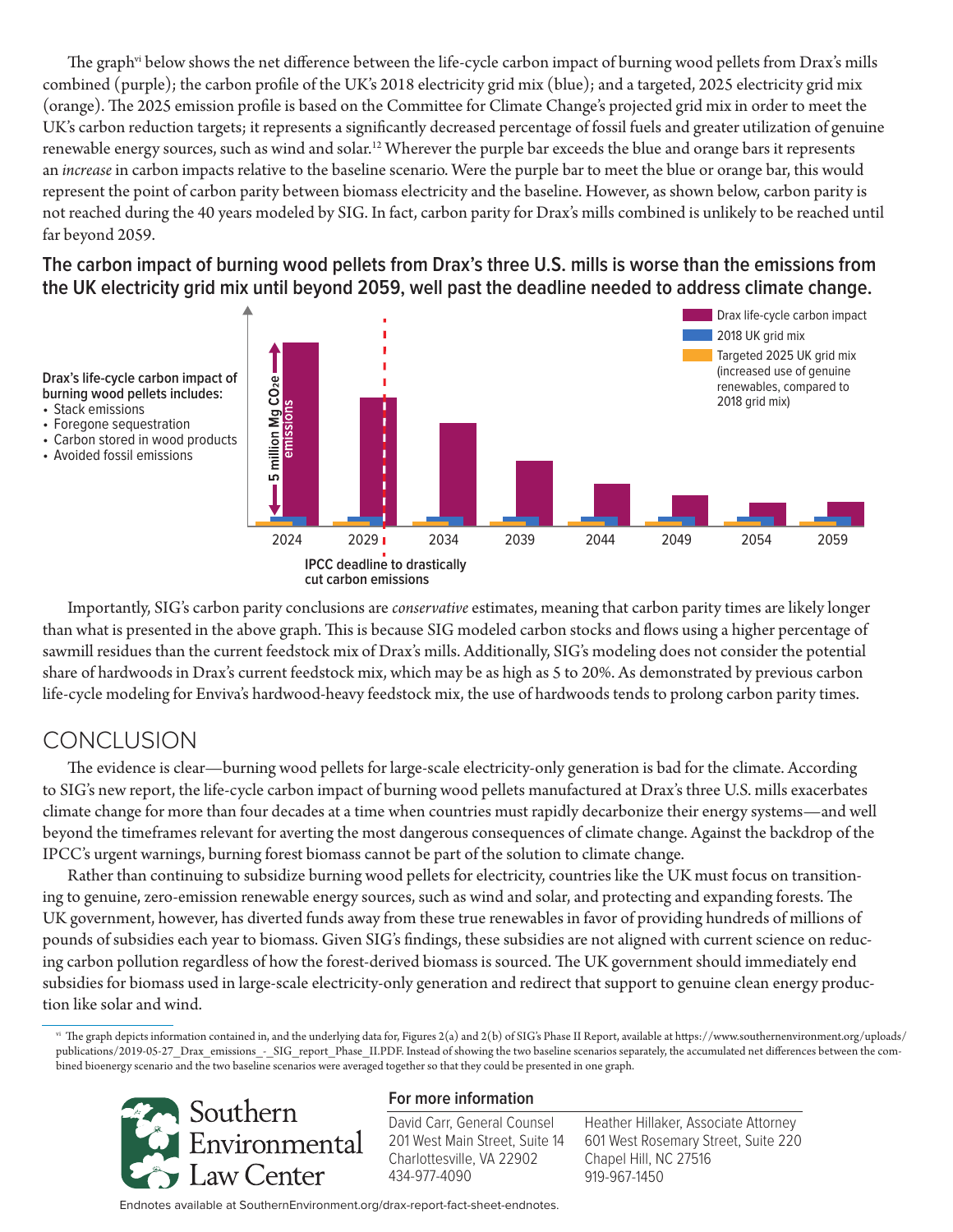The graph[vi] below shows the net difference between the life-cycle carbon impact of burning wood pellets from Drax's mills combined (purple); the carbon profile of the UK's 2018 electricity grid mix (blue); and a targeted, 2025 electricity grid mix (orange). The 2025 emission profile is based on the Committee for Climate Change's projected grid mix in order to meet the UK's carbon reduction targets; it represents a significantly decreased percentage of fossil fuels and greater utilization of genuine renewable energy sources, such as wind and solar.[12] Wherever the purple bar exceeds the blue and orange bars it represents an *increase* in carbon impacts relative to the baseline scenario. Were the purple bar to meet the blue or orange bar, this would represent the point of carbon parity between biomass electricity and the baseline. However, as shown below, carbon parity is not reached during the 40 years modeled by SIG. In fact, carbon parity for Drax's mills combined is unlikely to be reached until far beyond 2059.

**The carbon impact of burning wood pellets from Drax's three U.S. mills is worse than the emissions from the UK electricity grid mix until beyond 2059, well past the deadline needed to address climate change.**

**Drax's life-cycle carbon impact of burning wood pellets includes:**
- Stack emissions
- Foregone sequestration
- Carbon stored in wood products
- Avoided fossil emissions

5 million Mg $CO_2e$ emissions

Drax life-cycle carbon impact
2018 UK grid mix
Targeted 2025 UK grid mix (increased use of genuine renewables, compared to 2018 grid mix)

2024 2029 2034 2039 2044 2049 2054 2059

IPCC deadline to drastically cut carbon emissions

Importantly, SIG's carbon parity conclusions are *conservative* estimates, meaning that carbon parity times are likely longer than what is presented in the above graph. This is because SIG modeled carbon stocks and flows using a higher percentage of sawmill residues than the current feedstock mix of Drax's mills. Additionally, SIG's modeling does not consider the potential share of hardwoods in Drax's current feedstock mix, which may be as high as 5 to 20%. As demonstrated by previous carbon life-cycle modeling for Enviva's hardwood-heavy feedstock mix, the use of hardwoods tends to prolong carbon parity times.

## CONCLUSION

The evidence is clear—burning wood pellets for large-scale electricity-only generation is bad for the climate. According to SIG's new report, the life-cycle carbon impact of burning wood pellets manufactured at Drax's three U.S. mills exacerbates climate change for more than four decades at a time when countries must rapidly decarbonize their energy systems—and well beyond the timeframes relevant for averting the most dangerous consequences of climate change. Against the backdrop of the IPCC's urgent warnings, burning forest biomass cannot be part of the solution to climate change.

Rather than continuing to subsidize burning wood pellets for electricity, countries like the UK must focus on transitioning to genuine, zero-emission renewable energy sources, such as wind and solar, and protecting and expanding forests. The UK government, however, has diverted funds away from these true renewables in favor of providing hundreds of millions of pounds of subsidies each year to biomass. Given SIG's findings, these subsidies are not aligned with current science on reducing carbon pollution regardless of how the forest-derived biomass is sourced. The UK government should immediately end subsidies for biomass used in large-scale electricity-only generation and redirect that support to genuine clean energy production like solar and wind.

[vi] The graph depicts information contained in, and the underlying data for, Figures 2(a) and 2(b) of SIG's Phase II Report, available at https://www.southernenvironment.org/uploads/publications/2019-05-27_Drax_emissions_-_SIG_report_Phase_II.PDF. Instead of showing the two baseline scenarios separately, the accumulated net differences between the combined bioenergy scenario and the two baseline scenarios were averaged together so that they could be presented in one graph.

Southern Environmental Law Center

**For more information**

David Carr, General Counsel
201 West Main Street, Suite 14
Charlottesville, VA 22902
434-977-4090

Heather Hillaker, Associate Attorney
601 West Rosemary Street, Suite 220
Chapel Hill, NC 27516
919-967-1450

Endnotes available at SouthernEnvironment.org/drax-report-fact-sheet-endnotes.